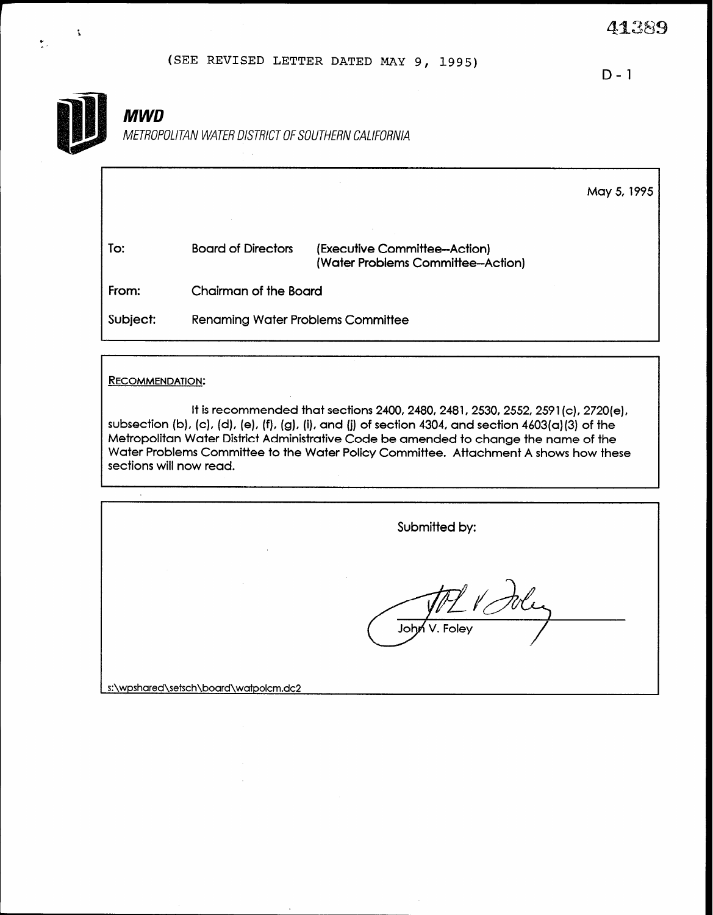41389

(SEE REVISED LETTER DATED MAY 9, 1995)

D-1

***MWD***

*METROPOLITAN WATER DISTRICT OF SOUTHERN CALIFORNIA*

May 5, 1995

To: Board of Directors (Executive Committee--Action) (Water Problems Committee--Action)

From: Chairman of the Board

Subject: Renaming Water Problems Committee

RECOMMENDATION:

It is recommended that sections 2400, 2480, 2481, 2530, 2552, 2591(c), 2720(e), subsection (b), (c), (d), (e), (f), (g), (i), and (j) of section 4304, and section 4603(a)(3) of the Metropolitan Water District Administrative Code be amended to change the name of the Water Problems Committee to the Water Policy Committee. Attachment A shows how these sections will now read.

Submitted by:

John V. Foley

s:\wpshared\setsch\board\watpolcm.dc2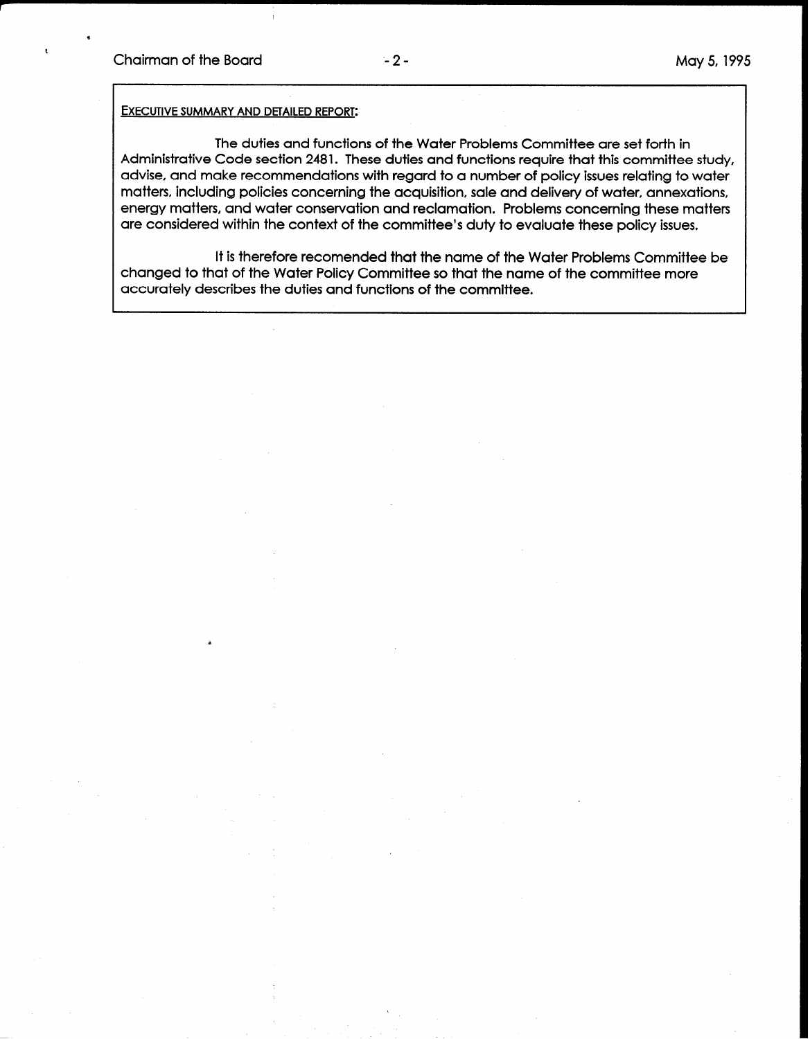EXECUTIVE SUMMARY AND DETAILED REPORT:

The duties and functions of the Water Problems Committee are set forth in Administrative Code section 2481. These duties and functions require that this committee study, advise, and make recommendations with regard to a number of policy issues relating to water matters, including policies concerning the acquisition, sale and delivery of water, annexations, energy matters, and water conservation and reclamation. Problems concerning these matters are considered within the context of the committee's duty to evaluate these policy issues.

It is therefore recomended that the name of the Water Problems Committee be changed to that of the Water Policy Committee so that the name of the committee more accurately describes the duties and functions of the committee.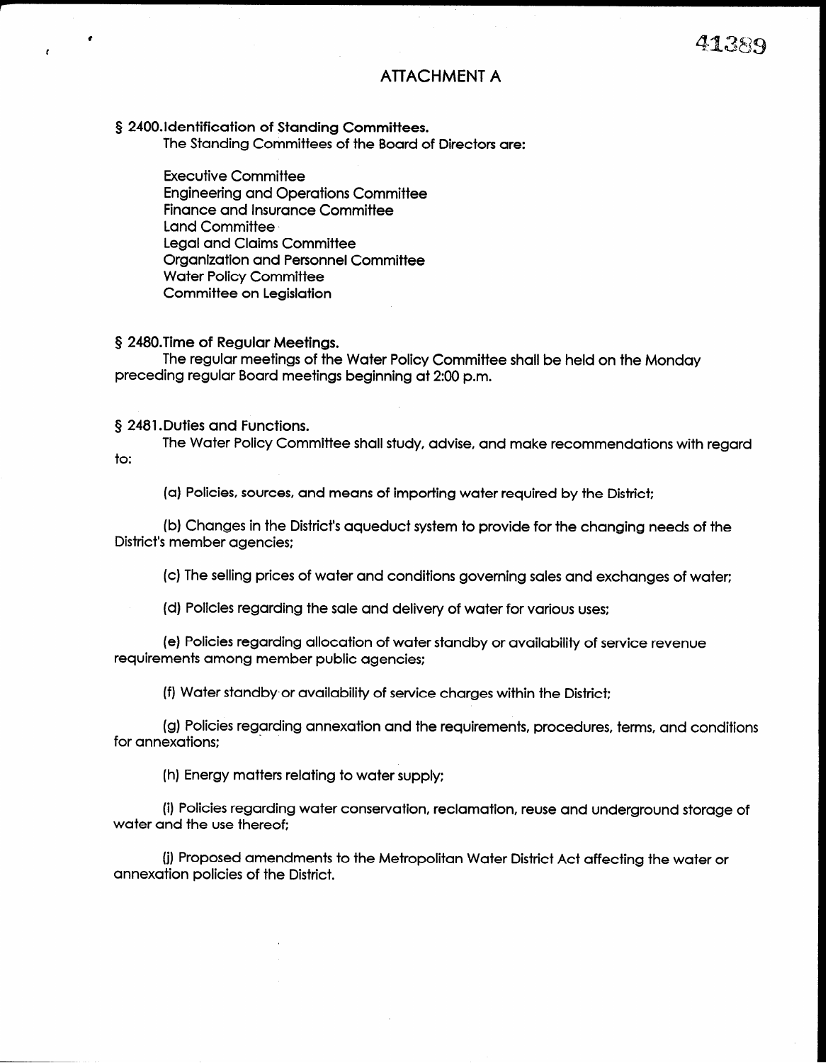# ATTACHMENT A

**§ 2400. Identification of Standing Committees.**

The Standing Committees of the Board of Directors are:

Executive Committee
Engineering and Operations Committee
Finance and Insurance Committee
Land Committee
Legal and Claims Committee
Organization and Personnel Committee
Water Policy Committee
Committee on Legislation

**§ 2480. Time of Regular Meetings.**

The regular meetings of the Water Policy Committee shall be held on the Monday preceding regular Board meetings beginning at 2:00 p.m.

§ 2481. Duties and Functions.

The Water Policy Committee shall study, advise, and make recommendations with regard to:

(a) Policies, sources, and means of importing water required by the District;

(b) Changes in the District's aqueduct system to provide for the changing needs of the District's member agencies;

(c) The selling prices of water and conditions governing sales and exchanges of water;

(d) Policies regarding the sale and delivery of water for various uses;

(e) Policies regarding allocation of water standby or availability of service revenue requirements among member public agencies;

(f) Water standby or availability of service charges within the District;

(g) Policies regarding annexation and the requirements, procedures, terms, and conditions for annexations;

(h) Energy matters relating to water supply;

(i) Policies regarding water conservation, reclamation, reuse and underground storage of water and the use thereof;

(j) Proposed amendments to the Metropolitan Water District Act affecting the water or annexation policies of the District.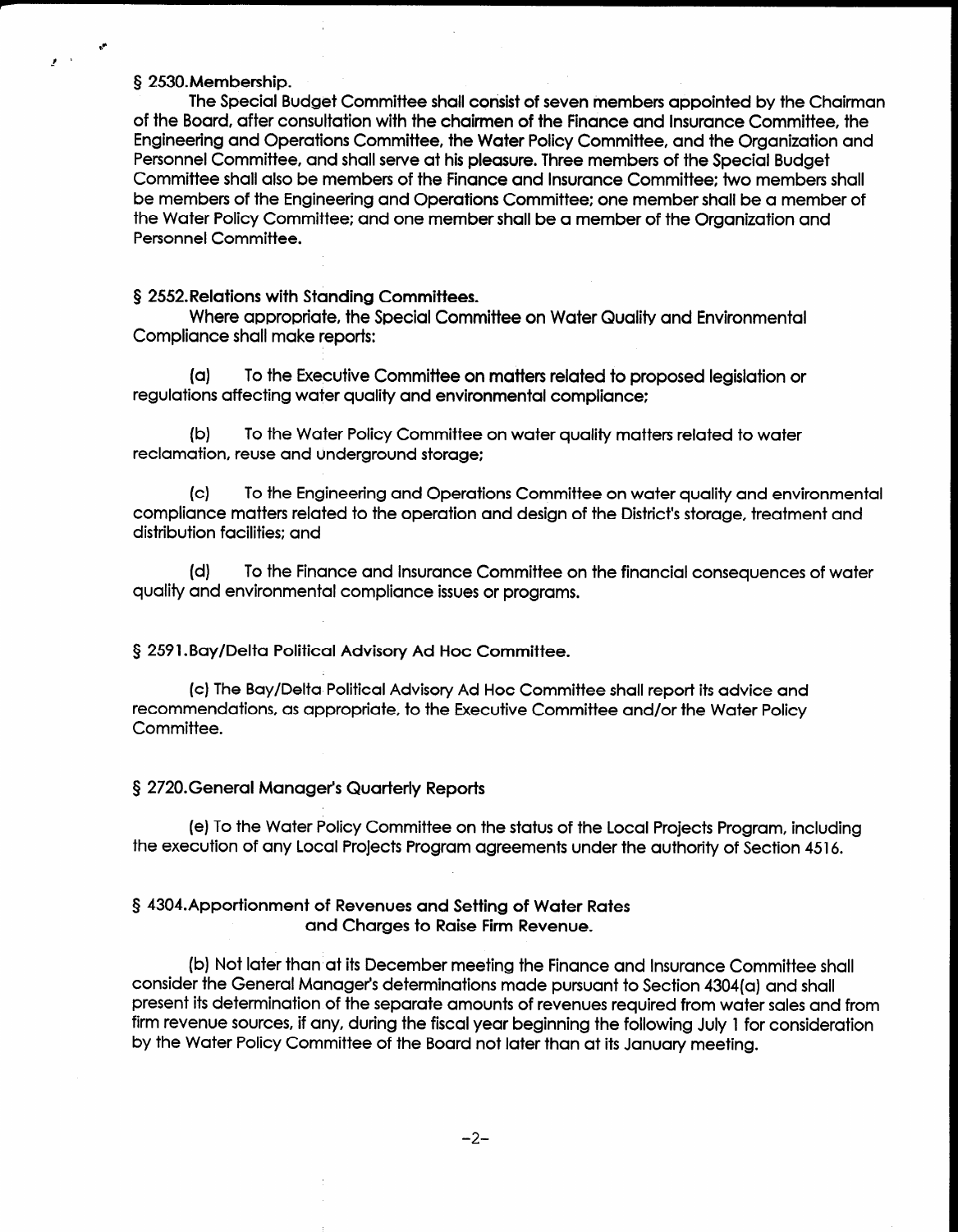§ 2530.Membership.

The Special Budget Committee shall consist of seven members appointed by the Chairman of the Board, after consultation with the chairmen of the Finance and Insurance Committee, the Engineering and Operations Committee, the Water Policy Committee, and the Organization and Personnel Committee, and shall serve at his pleasure. Three members of the Special Budget Committee shall also be members of the Finance and Insurance Committee; two members shall be members of the Engineering and Operations Committee; one member shall be a member of the Water Policy Committee; and one member shall be a member of the Organization and Personnel Committee.

§ 2552.Relations with Standing Committees.

Where appropriate, the Special Committee on Water Quality and Environmental Compliance shall make reports:

(a) To the Executive Committee on matters related to proposed legislation or regulations affecting water quality and environmental compliance;

(b) To the Water Policy Committee on water quality matters related to water reclamation, reuse and underground storage;

(c) To the Engineering and Operations Committee on water quality and environmental compliance matters related to the operation and design of the District's storage, treatment and distribution facilities; and

(d) To the Finance and Insurance Committee on the financial consequences of water quality and environmental compliance issues or programs.

§ 2591.Bay/Delta Political Advisory Ad Hoc Committee.

(c) The Bay/Delta Political Advisory Ad Hoc Committee shall report its advice and recommendations, as appropriate, to the Executive Committee and/or the Water Policy Committee.

§ 2720.General Manager's Quarterly Reports

(e) To the Water Policy Committee on the status of the Local Projects Program, including the execution of any Local Projects Program agreements under the authority of Section 4516.

§ 4304.Apportionment of Revenues and Setting of Water Rates and Charges to Raise Firm Revenue.

(b) Not later than at its December meeting the Finance and Insurance Committee shall consider the General Manager's determinations made pursuant to Section 4304(a) and shall present its determination of the separate amounts of revenues required from water sales and from firm revenue sources, if any, during the fiscal year beginning the following July 1 for consideration by the Water Policy Committee of the Board not later than at its January meeting.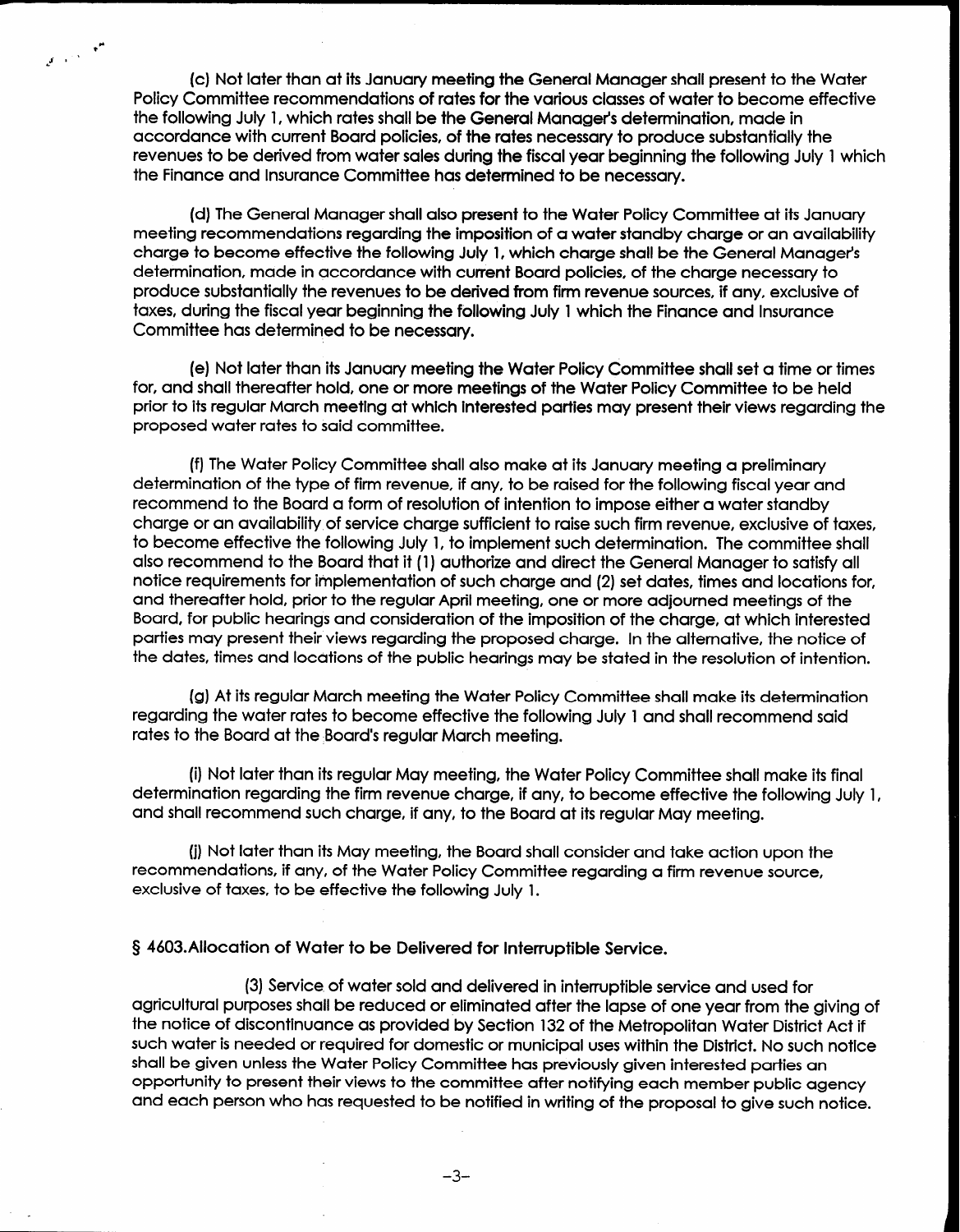(c) Not later than at its January meeting the General Manager shall present to the Water Policy Committee recommendations of rates for the various classes of water to become effective the following July 1, which rates shall be the General Manager's determination, made in accordance with current Board policies, of the rates necessary to produce substantially the revenues to be derived from water sales during the fiscal year beginning the following July 1 which the Finance and Insurance Committee has determined to be necessary.

(d) The General Manager shall also present to the Water Policy Committee at its January meeting recommendations regarding the imposition of a water standby charge or an availability charge to become effective the following July 1, which charge shall be the General Manager's determination, made in accordance with current Board policies, of the charge necessary to produce substantially the revenues to be derived from firm revenue sources, if any, exclusive of taxes, during the fiscal year beginning the following July 1 which the Finance and Insurance Committee has determined to be necessary.

(e) Not later than its January meeting the Water Policy Committee shall set a time or times for, and shall thereafter hold, one or more meetings of the Water Policy Committee to be held prior to its regular March meeting at which interested parties may present their views regarding the proposed water rates to said committee.

(f) The Water Policy Committee shall also make at its January meeting a preliminary determination of the type of firm revenue, if any, to be raised for the following fiscal year and recommend to the Board a form of resolution of intention to impose either a water standby charge or an availability of service charge sufficient to raise such firm revenue, exclusive of taxes, to become effective the following July 1, to implement such determination. The committee shall also recommend to the Board that it (1) authorize and direct the General Manager to satisfy all notice requirements for implementation of such charge and (2) set dates, times and locations for, and thereafter hold, prior to the regular April meeting, one or more adjourned meetings of the Board, for public hearings and consideration of the imposition of the charge, at which interested parties may present their views regarding the proposed charge. In the alternative, the notice of the dates, times and locations of the public hearings may be stated in the resolution of intention.

(g) At its regular March meeting the Water Policy Committee shall make its determination regarding the water rates to become effective the following July 1 and shall recommend said rates to the Board at the Board's regular March meeting.

(i) Not later than its regular May meeting, the Water Policy Committee shall make its final determination regarding the firm revenue charge, if any, to become effective the following July 1, and shall recommend such charge, if any, to the Board at its regular May meeting.

(j) Not later than its May meeting, the Board shall consider and take action upon the recommendations, if any, of the Water Policy Committee regarding a firm revenue source, exclusive of taxes, to be effective the following July 1.

### § 4603. Allocation of Water to be Delivered for Interruptible Service.

(3) Service of water sold and delivered in interruptible service and used for agricultural purposes shall be reduced or eliminated after the lapse of one year from the giving of the notice of discontinuance as provided by Section 132 of the Metropolitan Water District Act if such water is needed or required for domestic or municipal uses within the District. No such notice shall be given unless the Water Policy Committee has previously given interested parties an opportunity to present their views to the committee after notifying each member public agency and each person who has requested to be notified in writing of the proposal to give such notice.